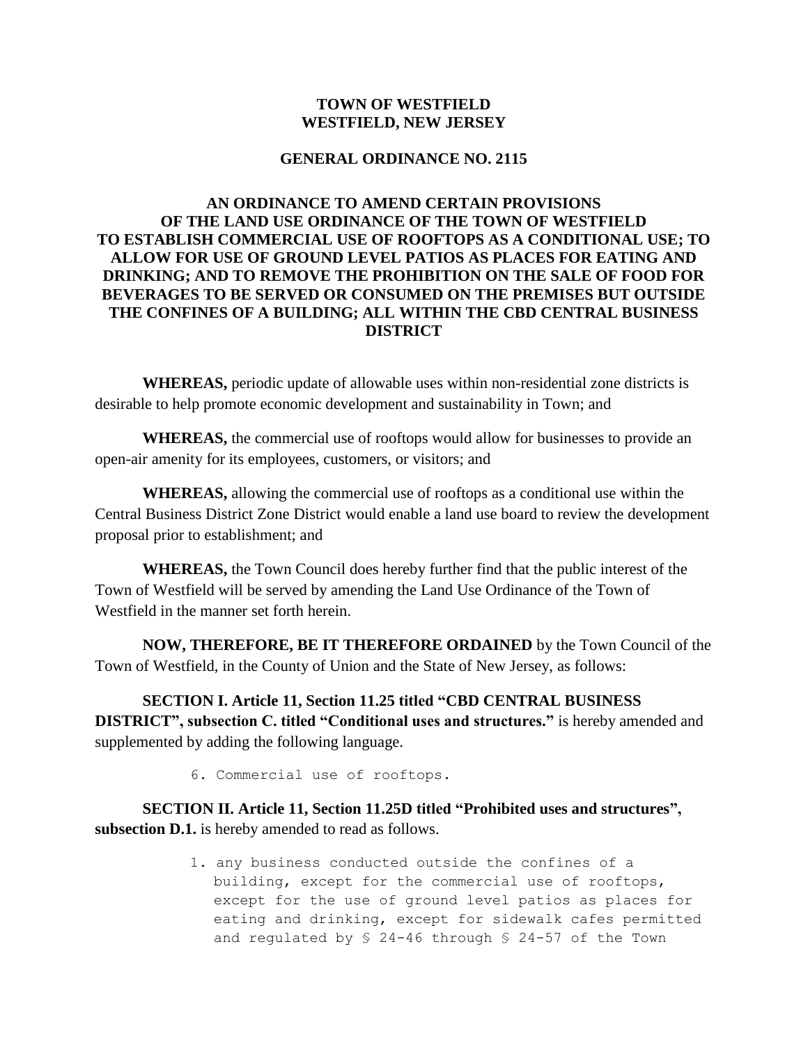**TOWN OF WESTFIELD**
**WESTFIELD, NEW JERSEY**

**GENERAL ORDINANCE NO. 2115**

**AN ORDINANCE TO AMEND CERTAIN PROVISIONS OF THE LAND USE ORDINANCE OF THE TOWN OF WESTFIELD TO ESTABLISH COMMERCIAL USE OF ROOFTOPS AS A CONDITIONAL USE; TO ALLOW FOR USE OF GROUND LEVEL PATIOS AS PLACES FOR EATING AND DRINKING; AND TO REMOVE THE PROHIBITION ON THE SALE OF FOOD FOR BEVERAGES TO BE SERVED OR CONSUMED ON THE PREMISES BUT OUTSIDE THE CONFINES OF A BUILDING; ALL WITHIN THE CBD CENTRAL BUSINESS DISTRICT**

**WHEREAS,** periodic update of allowable uses within non-residential zone districts is desirable to help promote economic development and sustainability in Town; and

**WHEREAS,** the commercial use of rooftops would allow for businesses to provide an open-air amenity for its employees, customers, or visitors; and

**WHEREAS,** allowing the commercial use of rooftops as a conditional use within the Central Business District Zone District would enable a land use board to review the development proposal prior to establishment; and

**WHEREAS,** the Town Council does hereby further find that the public interest of the Town of Westfield will be served by amending the Land Use Ordinance of the Town of Westfield in the manner set forth herein.

**NOW, THEREFORE, BE IT THEREFORE ORDAINED** by the Town Council of the Town of Westfield, in the County of Union and the State of New Jersey, as follows:

**SECTION I. Article 11, Section 11.25 titled "CBD CENTRAL BUSINESS DISTRICT", subsection C. titled "Conditional uses and structures."** is hereby amended and supplemented by adding the following language.

6. Commercial use of rooftops.

**SECTION II. Article 11, Section 11.25D titled "Prohibited uses and structures", subsection D.1.** is hereby amended to read as follows.

1. any business conducted outside the confines of a building, except for the commercial use of rooftops, except for the use of ground level patios as places for eating and drinking, except for sidewalk cafes permitted and regulated by § 24-46 through § 24-57 of the Town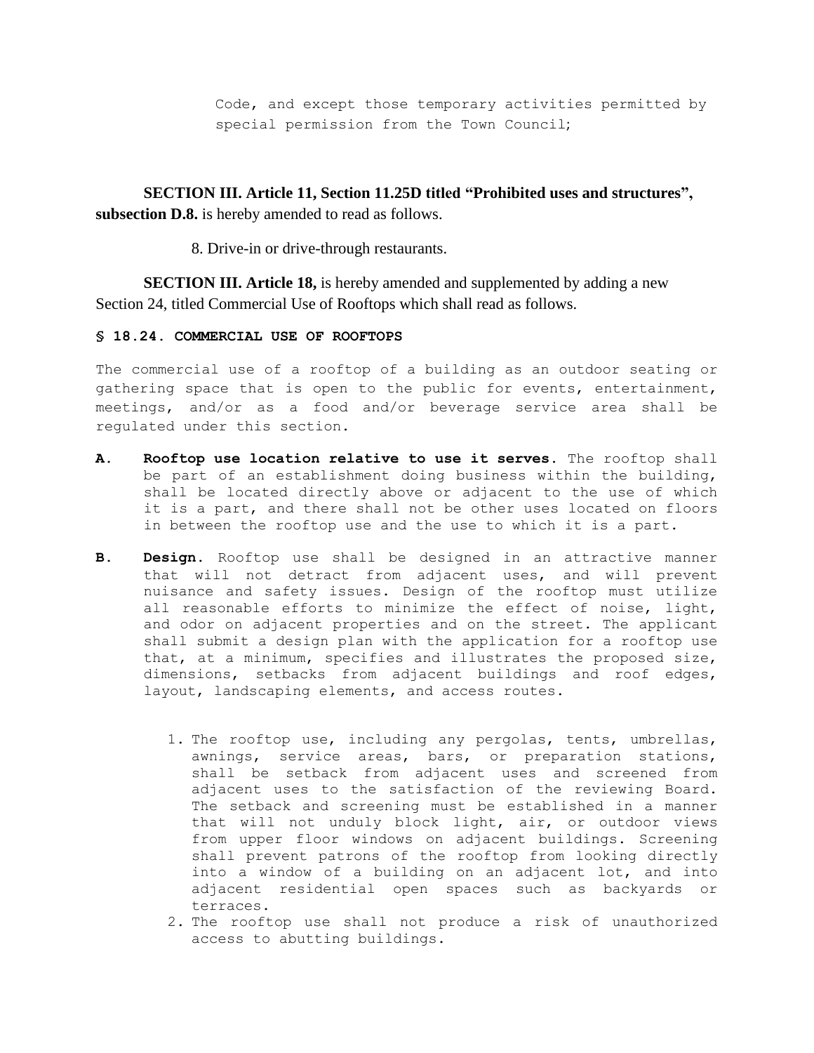Code, and except those temporary activities permitted by special permission from the Town Council;

**SECTION III. Article 11, Section 11.25D titled "Prohibited uses and structures", subsection D.8.** is hereby amended to read as follows.

8. Drive-in or drive-through restaurants.

**SECTION III. Article 18,** is hereby amended and supplemented by adding a new Section 24, titled Commercial Use of Rooftops which shall read as follows.

**§ 18.24. COMMERCIAL USE OF ROOFTOPS**

The commercial use of a rooftop of a building as an outdoor seating or gathering space that is open to the public for events, entertainment, meetings, and/or as a food and/or beverage service area shall be regulated under this section.

**A. Rooftop use location relative to use it serves.** The rooftop shall be part of an establishment doing business within the building, shall be located directly above or adjacent to the use of which it is a part, and there shall not be other uses located on floors in between the rooftop use and the use to which it is a part.

**B. Design.** Rooftop use shall be designed in an attractive manner that will not detract from adjacent uses, and will prevent nuisance and safety issues. Design of the rooftop must utilize all reasonable efforts to minimize the effect of noise, light, and odor on adjacent properties and on the street. The applicant shall submit a design plan with the application for a rooftop use that, at a minimum, specifies and illustrates the proposed size, dimensions, setbacks from adjacent buildings and roof edges, layout, landscaping elements, and access routes.

1. The rooftop use, including any pergolas, tents, umbrellas, awnings, service areas, bars, or preparation stations, shall be setback from adjacent uses and screened from adjacent uses to the satisfaction of the reviewing Board. The setback and screening must be established in a manner that will not unduly block light, air, or outdoor views from upper floor windows on adjacent buildings. Screening shall prevent patrons of the rooftop from looking directly into a window of a building on an adjacent lot, and into adjacent residential open spaces such as backyards or terraces.
2. The rooftop use shall not produce a risk of unauthorized access to abutting buildings.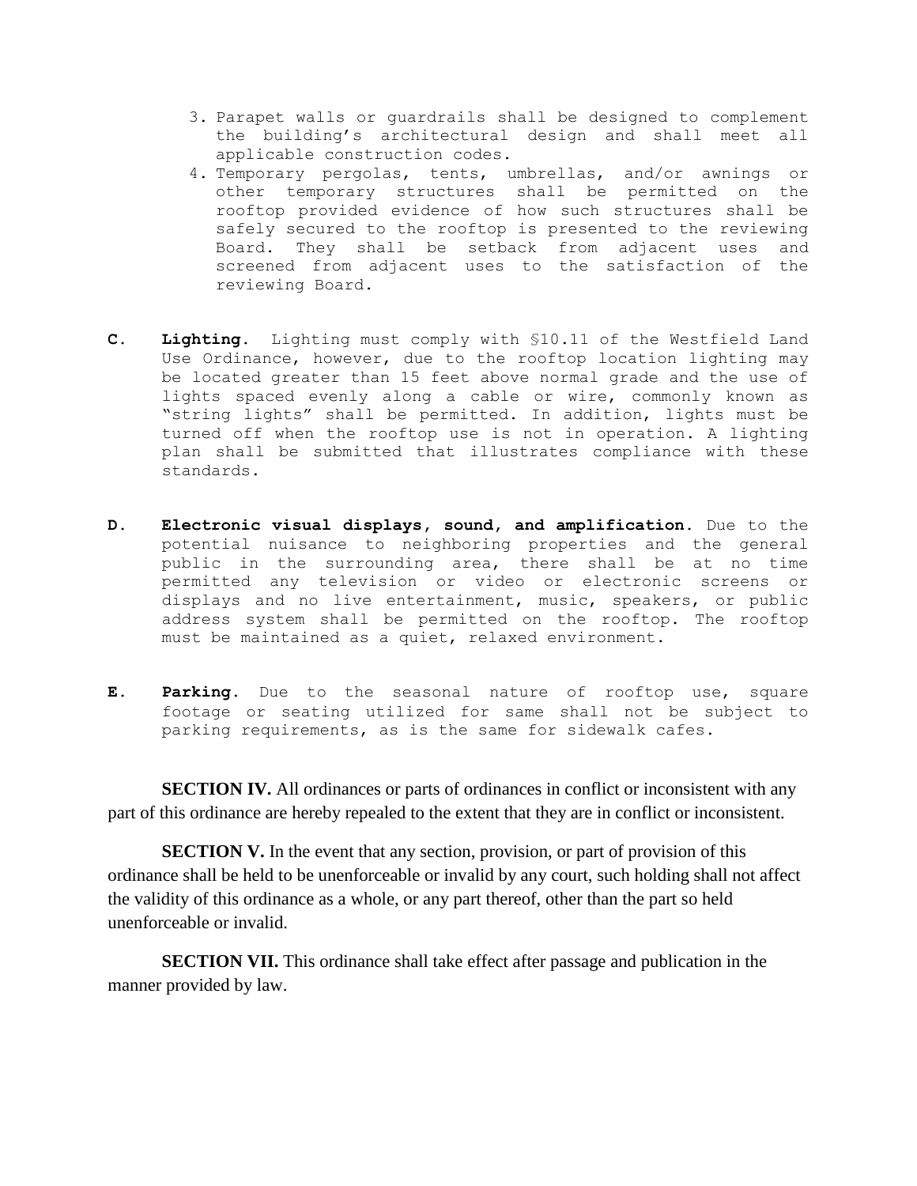3. Parapet walls or guardrails shall be designed to complement the building's architectural design and shall meet all applicable construction codes.
4. Temporary pergolas, tents, umbrellas, and/or awnings or other temporary structures shall be permitted on the rooftop provided evidence of how such structures shall be safely secured to the rooftop is presented to the reviewing Board. They shall be setback from adjacent uses and screened from adjacent uses to the satisfaction of the reviewing Board.

**C.** **Lighting.** Lighting must comply with §10.11 of the Westfield Land Use Ordinance, however, due to the rooftop location lighting may be located greater than 15 feet above normal grade and the use of lights spaced evenly along a cable or wire, commonly known as "string lights" shall be permitted. In addition, lights must be turned off when the rooftop use is not in operation. A lighting plan shall be submitted that illustrates compliance with these standards.

**D.** **Electronic visual displays, sound, and amplification.** Due to the potential nuisance to neighboring properties and the general public in the surrounding area, there shall be at no time permitted any television or video or electronic screens or displays and no live entertainment, music, speakers, or public address system shall be permitted on the rooftop. The rooftop must be maintained as a quiet, relaxed environment.

**E.** **Parking.** Due to the seasonal nature of rooftop use, square footage or seating utilized for same shall not be subject to parking requirements, as is the same for sidewalk cafes.

**SECTION IV.** All ordinances or parts of ordinances in conflict or inconsistent with any part of this ordinance are hereby repealed to the extent that they are in conflict or inconsistent.

**SECTION V.** In the event that any section, provision, or part of provision of this ordinance shall be held to be unenforceable or invalid by any court, such holding shall not affect the validity of this ordinance as a whole, or any part thereof, other than the part so held unenforceable or invalid.

**SECTION VII.** This ordinance shall take effect after passage and publication in the manner provided by law.